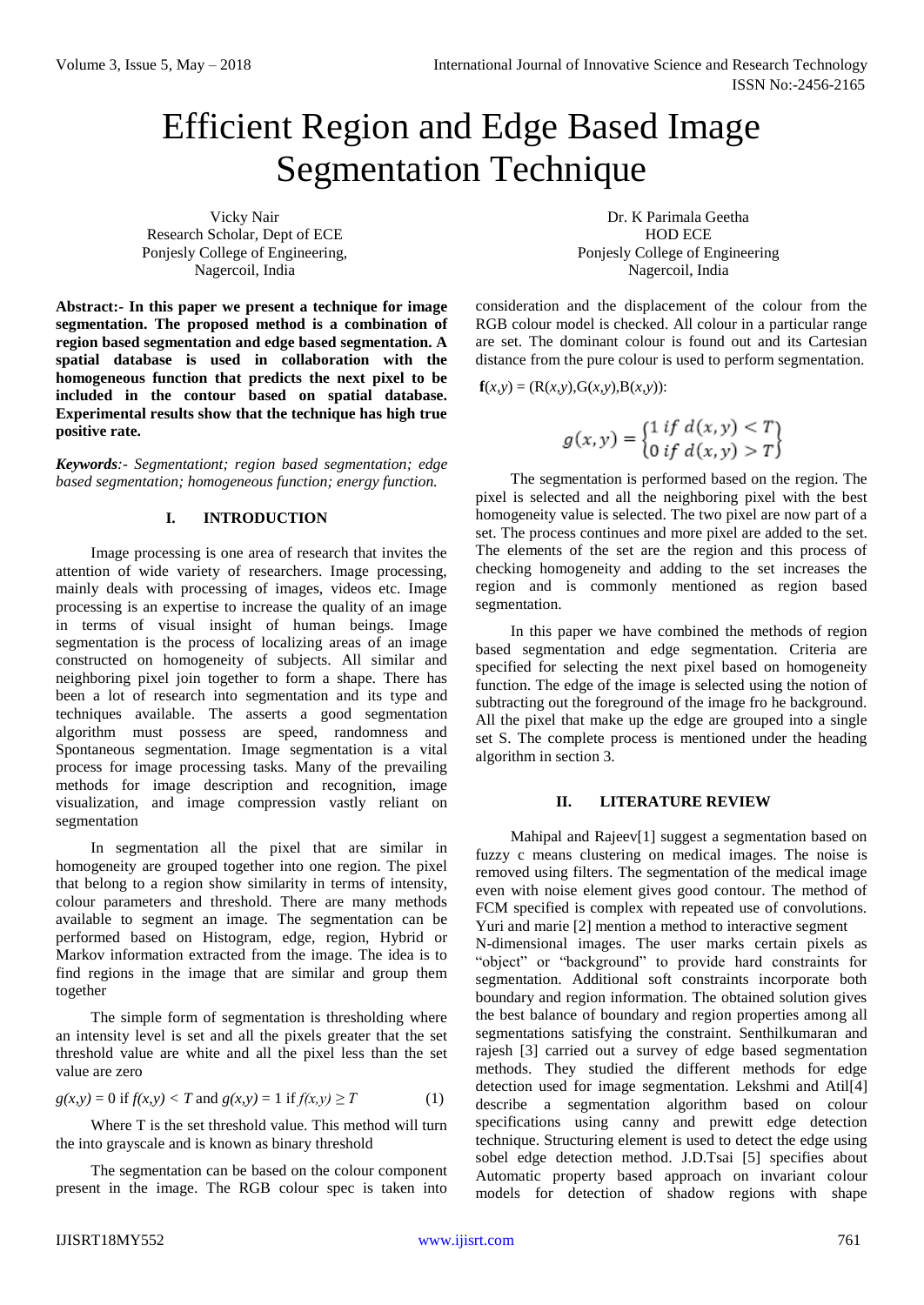# Efficient Region and Edge Based Image Segmentation Technique

Vicky Nair
Research Scholar, Dept of ECE
Ponjesly College of Engineering,
Nagercoil, India

Dr. K Parimala Geetha
HOD ECE
Ponjesly College of Engineering
Nagercoil, India

**Abstract:- In this paper we present a technique for image segmentation. The proposed method is a combination of region based segmentation and edge based segmentation. A spatial database is used in collaboration with the homogeneous function that predicts the next pixel to be included in the contour based on spatial database. Experimental results show that the technique has high true positive rate.**

***Keywords**:- Segmentationt; region based segmentation; edge based segmentation; homogeneous function; energy function.*

## I. INTRODUCTION

Image processing is one area of research that invites the attention of wide variety of researchers. Image processing, mainly deals with processing of images, videos etc. Image processing is an expertise to increase the quality of an image in terms of visual insight of human beings. Image segmentation is the process of localizing areas of an image constructed on homogeneity of subjects. All similar and neighboring pixel join together to form a shape. There has been a lot of research into segmentation and its type and techniques available. The asserts a good segmentation algorithm must possess are speed, randomness and Spontaneous segmentation. Image segmentation is a vital process for image processing tasks. Many of the prevailing methods for image description and recognition, image visualization, and image compression vastly reliant on segmentation

In segmentation all the pixel that are similar in homogeneity are grouped together into one region. The pixel that belong to a region show similarity in terms of intensity, colour parameters and threshold. There are many methods available to segment an image. The segmentation can be performed based on Histogram, edge, region, Hybrid or Markov information extracted from the image. The idea is to find regions in the image that are similar and group them together

The simple form of segmentation is thresholding where an intensity level is set and all the pixels greater that the set threshold value are white and all the pixel less than the set value are zero

$$g(x,y) = 0 \text{ if } f(x,y) < T \text{ and } g(x,y) = 1 \text{ if } f(x,y) \geq T \tag{1}$$

Where T is the set threshold value. This method will turn the into grayscale and is known as binary threshold

The segmentation can be based on the colour component present in the image. The RGB colour spec is taken into consideration and the displacement of the colour from the RGB colour model is checked. All colour in a particular range are set. The dominant colour is found out and its Cartesian distance from the pure colour is used to perform segmentation.

$\mathbf{f}(x,y) = (\mathrm{R}(x,y),\mathrm{G}(x,y),\mathrm{B}(x,y))$:

$$g(x,y) = \begin{Bmatrix} 1 \text{ if } d(x,y) < T \\ 0 \text{ if } d(x,y) > T \end{Bmatrix}$$

The segmentation is performed based on the region. The pixel is selected and all the neighboring pixel with the best homogeneity value is selected. The two pixel are now part of a set. The process continues and more pixel are added to the set. The elements of the set are the region and this process of checking homogeneity and adding to the set increases the region and is commonly mentioned as region based segmentation.

In this paper we have combined the methods of region based segmentation and edge segmentation. Criteria are specified for selecting the next pixel based on homogeneity function. The edge of the image is selected using the notion of subtracting out the foreground of the image fro he background. All the pixel that make up the edge are grouped into a single set S. The complete process is mentioned under the heading algorithm in section 3.

## II. LITERATURE REVIEW

Mahipal and Rajeev[1] suggest a segmentation based on fuzzy c means clustering on medical images. The noise is removed using filters. The segmentation of the medical image even with noise element gives good contour. The method of FCM specified is complex with repeated use of convolutions. Yuri and marie [2] mention a method to interactive segment N-dimensional images. The user marks certain pixels as "object" or "background" to provide hard constraints for segmentation. Additional soft constraints incorporate both boundary and region information. The obtained solution gives the best balance of boundary and region properties among all segmentations satisfying the constraint. Senthilkumaran and rajesh [3] carried out a survey of edge based segmentation methods. They studied the different methods for edge detection used for image segmentation. Lekshmi and Atil[4] describe a segmentation algorithm based on colour specifications using canny and prewitt edge detection technique. Structuring element is used to detect the edge using sobel edge detection method. J.D.Tsai [5] specifies about Automatic property based approach on invariant colour models for detection of shadow regions with shape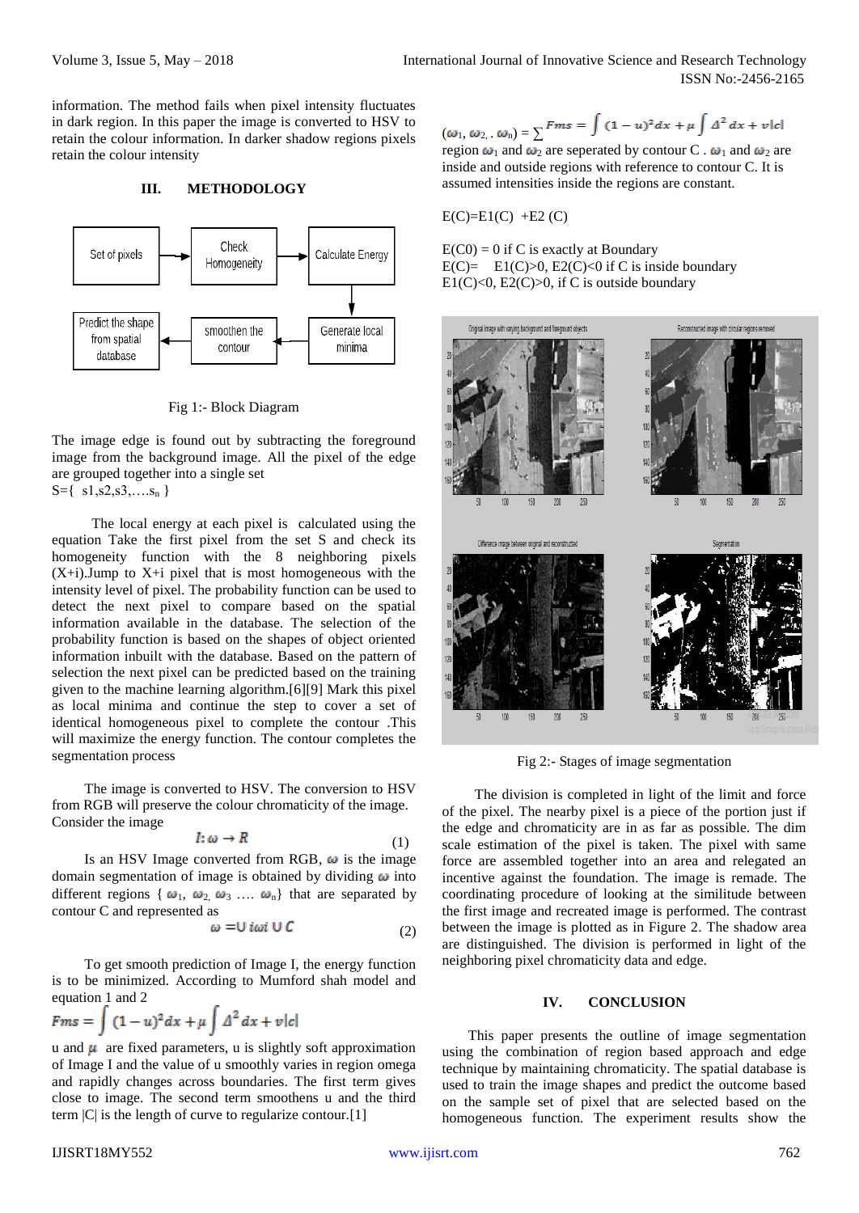information. The method fails when pixel intensity fluctuates in dark region. In this paper the image is converted to HSV to retain the colour information. In darker shadow regions pixels retain the colour intensity

## III. METHODOLOGY

Fig 1:- Block Diagram

The image edge is found out by subtracting the foreground image from the background image. All the pixel of the edge are grouped together into a single set

$S=\{ s1,s2,s3,\ldots.s_n \}$

The local energy at each pixel is calculated using the equation Take the first pixel from the set S and check its homogeneity function with the 8 neighboring pixels (X+i).Jump to X+i pixel that is most homogeneous with the intensity level of pixel. The probability function can be used to detect the next pixel to compare based on the spatial information available in the database. The selection of the probability function is based on the shapes of object oriented information inbuilt with the database. Based on the pattern of selection the next pixel can be predicted based on the training given to the machine learning algorithm.[6][9] Mark this pixel as local minima and continue the step to cover a set of identical homogeneous pixel to complete the contour .This will maximize the energy function. The contour completes the segmentation process

The image is converted to HSV. The conversion to HSV from RGB will preserve the colour chromaticity of the image. Consider the image

$$I: \omega \rightarrow R \tag{1}$$

Is an HSV Image converted from RGB, $\omega$ is the image domain segmentation of image is obtained by dividing $\omega$ into different regions $\{ \omega_1, \omega_2, \omega_3 \ldots. \omega_n\}$ that are separated by contour C and represented as

$$\omega = \cup \, i\omega i \cup C \tag{2}$$

To get smooth prediction of Image I, the energy function is to be minimized. According to Mumford shah model and equation 1 and 2

$$Fms = \int (1-u)^2 dx + \mu \int \Delta^2 dx + v|c|$$

u and $\mu$ are fixed parameters, u is slightly soft approximation of Image I and the value of u smoothly varies in region omega and rapidly changes across boundaries. The first term gives close to image. The second term smoothens u and the third term |C| is the length of curve to regularize contour.[1]

$$(\omega_1, \omega_2, . \omega_n) = \sum Fms = \int (1-u)^2 dx + \mu \int \Delta^2 dx + v|c|$$

region $\omega_1$ and $\omega_2$ are seperated by contour C . $\omega_1$ and $\omega_2$ are inside and outside regions with reference to contour C. It is assumed intensities inside the regions are constant.

$E(C)=E1(C) +E2 (C)$

$E(C0) = 0$ if C is exactly at Boundary

$E(C)= \quad E1(C)>0, E2(C)<0$ if C is inside boundary

$E1(C)<0, E2(C)>0$, if C is outside boundary

Fig 2:- Stages of image segmentation

The division is completed in light of the limit and force of the pixel. The nearby pixel is a piece of the portion just if the edge and chromaticity are in as far as possible. The dim scale estimation of the pixel is taken. The pixel with same force are assembled together into an area and relegated an incentive against the foundation. The image is remade. The coordinating procedure of looking at the similitude between the first image and recreated image is performed. The contrast between the image is plotted as in Figure 2. The shadow area are distinguished. The division is performed in light of the neighboring pixel chromaticity data and edge.

## IV. CONCLUSION

This paper presents the outline of image segmentation using the combination of region based approach and edge technique by maintaining chromaticity. The spatial database is used to train the image shapes and predict the outcome based on the sample set of pixel that are selected based on the homogeneous function. The experiment results show the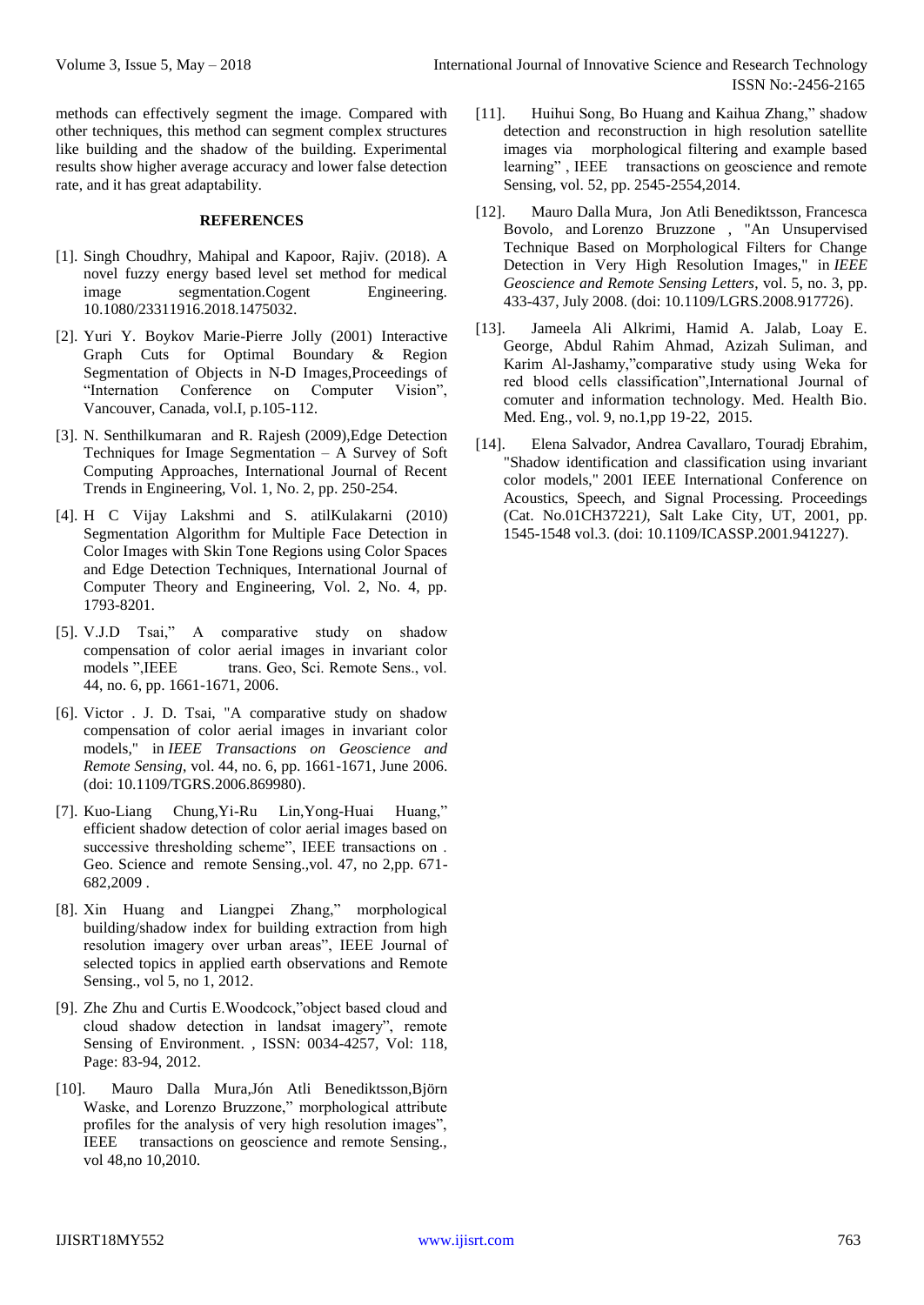methods can effectively segment the image. Compared with other techniques, this method can segment complex structures like building and the shadow of the building. Experimental results show higher average accuracy and lower false detection rate, and it has great adaptability.

## REFERENCES

[1]. Singh Choudhry, Mahipal and Kapoor, Rajiv. (2018). A novel fuzzy energy based level set method for medical image segmentation.Cogent Engineering. 10.1080/23311916.2018.1475032.

[2]. Yuri Y. Boykov Marie-Pierre Jolly (2001) Interactive Graph Cuts for Optimal Boundary & Region Segmentation of Objects in N-D Images,Proceedings of "Internation Conference on Computer Vision", Vancouver, Canada, vol.I, p.105-112.

[3]. N. Senthilkumaran and R. Rajesh (2009),Edge Detection Techniques for Image Segmentation – A Survey of Soft Computing Approaches, International Journal of Recent Trends in Engineering, Vol. 1, No. 2, pp. 250-254.

[4]. H C Vijay Lakshmi and S. atilKulakarni (2010) Segmentation Algorithm for Multiple Face Detection in Color Images with Skin Tone Regions using Color Spaces and Edge Detection Techniques, International Journal of Computer Theory and Engineering, Vol. 2, No. 4, pp. 1793-8201.

[5]. V.J.D Tsai," A comparative study on shadow compensation of color aerial images in invariant color models ",IEEE trans. Geo, Sci. Remote Sens., vol. 44, no. 6, pp. 1661-1671, 2006.

[6]. Victor . J. D. Tsai, "A comparative study on shadow compensation of color aerial images in invariant color models," in *IEEE Transactions on Geoscience and Remote Sensing*, vol. 44, no. 6, pp. 1661-1671, June 2006. (doi: 10.1109/TGRS.2006.869980).

[7]. Kuo-Liang Chung,Yi-Ru Lin,Yong-Huai Huang," efficient shadow detection of color aerial images based on successive thresholding scheme", IEEE transactions on . Geo. Science and remote Sensing.,vol. 47, no 2,pp. 671-682,2009 .

[8]. Xin Huang and Liangpei Zhang," morphological building/shadow index for building extraction from high resolution imagery over urban areas", IEEE Journal of selected topics in applied earth observations and Remote Sensing., vol 5, no 1, 2012.

[9]. Zhe Zhu and Curtis E.Woodcock,"object based cloud and cloud shadow detection in landsat imagery", remote Sensing of Environment. , ISSN: 0034-4257, Vol: 118, Page: 83-94, 2012.

[10]. Mauro Dalla Mura,Jón Atli Benediktsson,Björn Waske, and Lorenzo Bruzzone," morphological attribute profiles for the analysis of very high resolution images", IEEE transactions on geoscience and remote Sensing., vol 48,no 10,2010.

[11]. Huihui Song, Bo Huang and Kaihua Zhang," shadow detection and reconstruction in high resolution satellite images via morphological filtering and example based learning" , IEEE transactions on geoscience and remote Sensing, vol. 52, pp. 2545-2554,2014.

[12]. Mauro Dalla Mura, Jon Atli Benediktsson, Francesca Bovolo, and Lorenzo Bruzzone , "An Unsupervised Technique Based on Morphological Filters for Change Detection in Very High Resolution Images," in *IEEE Geoscience and Remote Sensing Letters*, vol. 5, no. 3, pp. 433-437, July 2008. (doi: 10.1109/LGRS.2008.917726).

[13]. Jameela Ali Alkrimi, Hamid A. Jalab, Loay E. George, Abdul Rahim Ahmad, Azizah Suliman, and Karim Al-Jashamy,"comparative study using Weka for red blood cells classification",International Journal of comuter and information technology. Med. Health Bio. Med. Eng., vol. 9, no.1,pp 19-22, 2015.

[14]. Elena Salvador, Andrea Cavallaro, Touradj Ebrahim, "Shadow identification and classification using invariant color models," 2001 IEEE International Conference on Acoustics, Speech, and Signal Processing. Proceedings (Cat. No.01CH37221*)*, Salt Lake City, UT, 2001, pp. 1545-1548 vol.3. (doi: 10.1109/ICASSP.2001.941227).